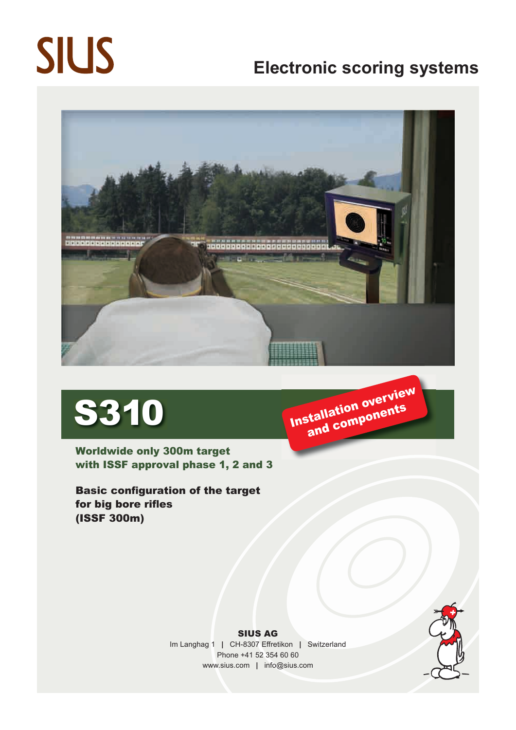SIUS

# Electronic scoring systems

# S310

**Installation overview and components**

**Worldwide only 300m target with ISSF approval phase 1, 2 and 3**

**Basic configuration of the target for big bore rifles (ISSF 300m)**

**SIUS AG**

Im Langhag 1 | CH-8307 Effretikon | Switzerland

Phone +41 52 354 60 60

www.sius.com | info@sius.com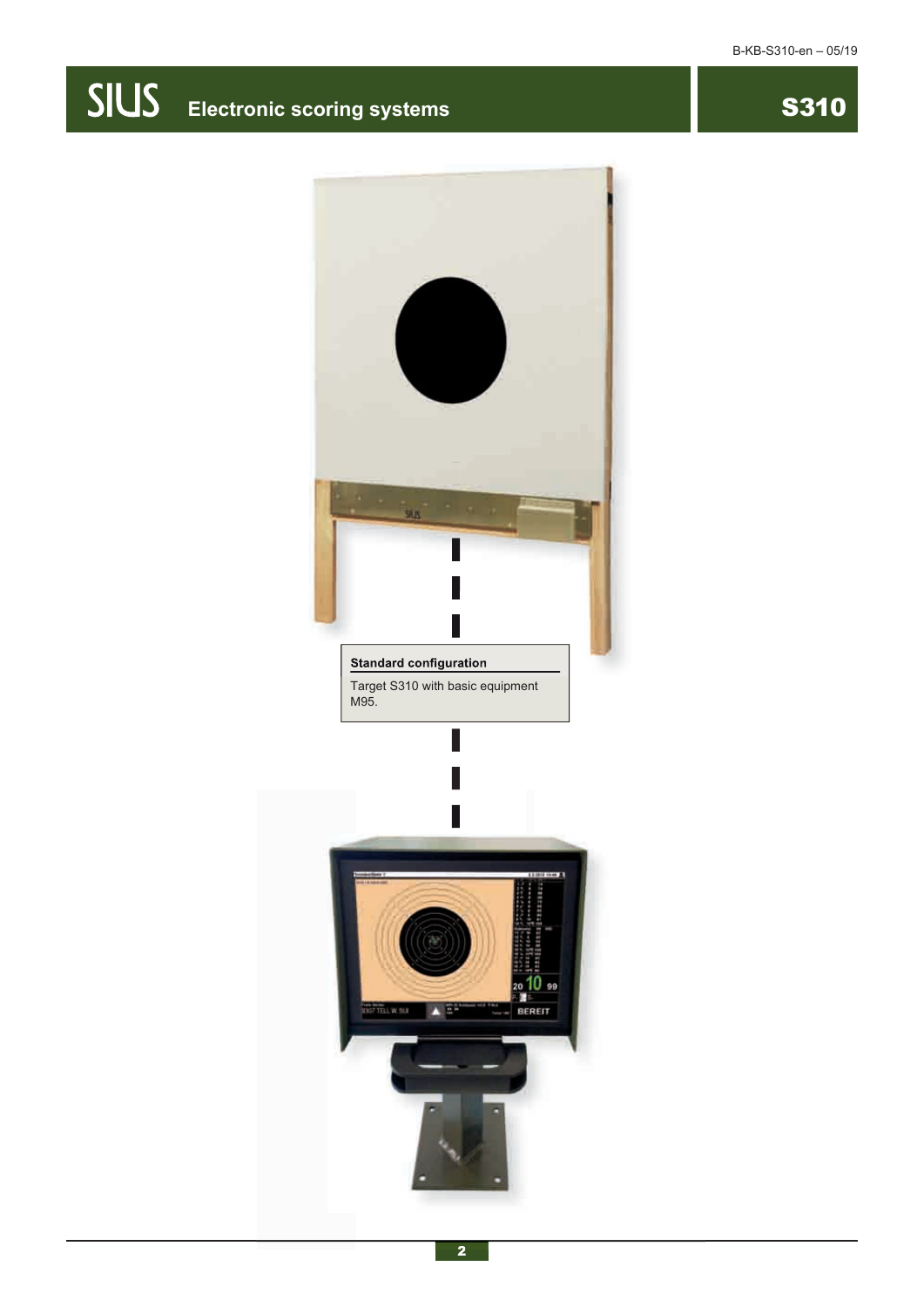**Standard configuration**

Target S310 with basic equipment M95.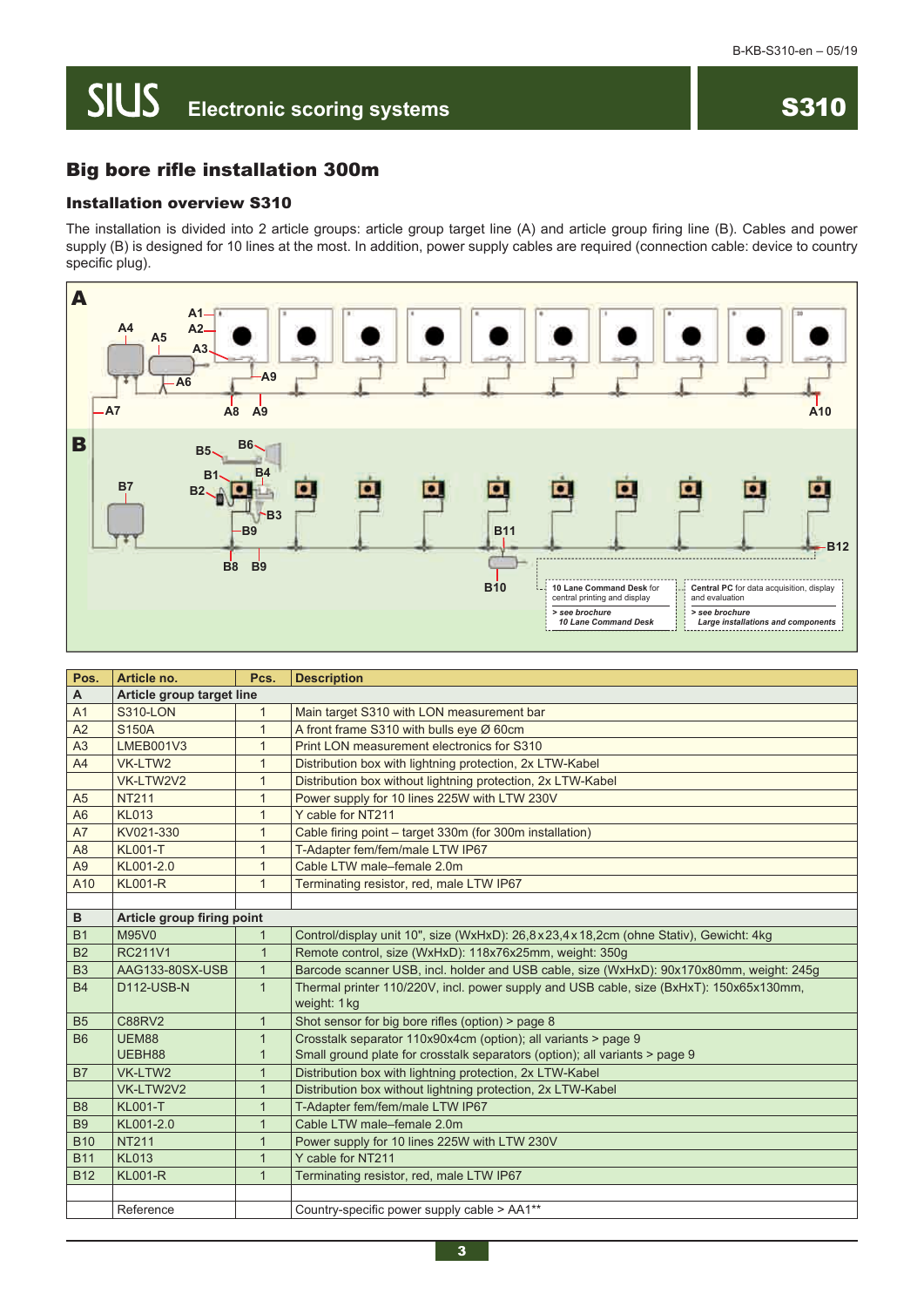SIUS Electronic scoring systems **S310**

## Big bore rifle installation 300m

### Installation overview S310

The installation is divided into 2 article groups: article group target line (A) and article group firing line (B). Cables and power supply (B) is designed for 10 lines at the most. In addition, power supply cables are required (connection cable: device to country specific plug).

**10 Lane Command Desk** for central printing and display
*> see brochure 10 Lane Command Desk*

**Central PC** for data acquisition, display and evaluation
*> see brochure Large installations and components*

| Pos. | Article no. | Pcs. | Description |
|---|---|---|---|
| **A** | **Article group target line** | | |
| A1 | S310-LON | 1 | Main target S310 with LON measurement bar |
| A2 | S150A | 1 | A front frame S310 with bulls eye Ø 60cm |
| A3 | LMEB001V3 | 1 | Print LON measurement electronics for S310 |
| A4 | VK-LTW2 | 1 | Distribution box with lightning protection, 2x LTW-Kabel |
| | VK-LTW2V2 | 1 | Distribution box without lightning protection, 2x LTW-Kabel |
| A5 | NT211 | 1 | Power supply for 10 lines 225W with LTW 230V |
| A6 | KL013 | 1 | Y cable for NT211 |
| A7 | KV021-330 | 1 | Cable firing point – target 330m (for 300m installation) |
| A8 | KL001-T | 1 | T-Adapter fem/fem/male LTW IP67 |
| A9 | KL001-2.0 | 1 | Cable LTW male–female 2.0m |
| A10 | KL001-R | 1 | Terminating resistor, red, male LTW IP67 |
| | | | |
| **B** | **Article group firing point** | | |
| B1 | M95V0 | 1 | Control/display unit 10", size (WxHxD): 26,8 x 23,4 x 18,2cm (ohne Stativ), Gewicht: 4kg |
| B2 | RC211V1 | 1 | Remote control, size (WxHxD): 118x76x25mm, weight: 350g |
| B3 | AAG133-80SX-USB | 1 | Barcode scanner USB, incl. holder and USB cable, size (WxHxD): 90x170x80mm, weight: 245g |
| B4 | D112-USB-N | 1 | Thermal printer 110/220V, incl. power supply and USB cable, size (BxHxT): 150x65x130mm, weight: 1 kg |
| B5 | C88RV2 | 1 | Shot sensor for big bore rifles (option) > page 8 |
| B6 | UEM88<br>UEBH88 | 1<br>1 | Crosstalk separator 110x90x4cm (option); all variants > page 9<br>Small ground plate for crosstalk separators (option); all variants > page 9 |
| B7 | VK-LTW2 | 1 | Distribution box with lightning protection, 2x LTW-Kabel |
| | VK-LTW2V2 | 1 | Distribution box without lightning protection, 2x LTW-Kabel |
| B8 | KL001-T | 1 | T-Adapter fem/fem/male LTW IP67 |
| B9 | KL001-2.0 | 1 | Cable LTW male–female 2.0m |
| B10 | NT211 | 1 | Power supply for 10 lines 225W with LTW 230V |
| B11 | KL013 | 1 | Y cable for NT211 |
| B12 | KL001-R | 1 | Terminating resistor, red, male LTW IP67 |
| | | | |
| | Reference | | Country-specific power supply cable > AA1** |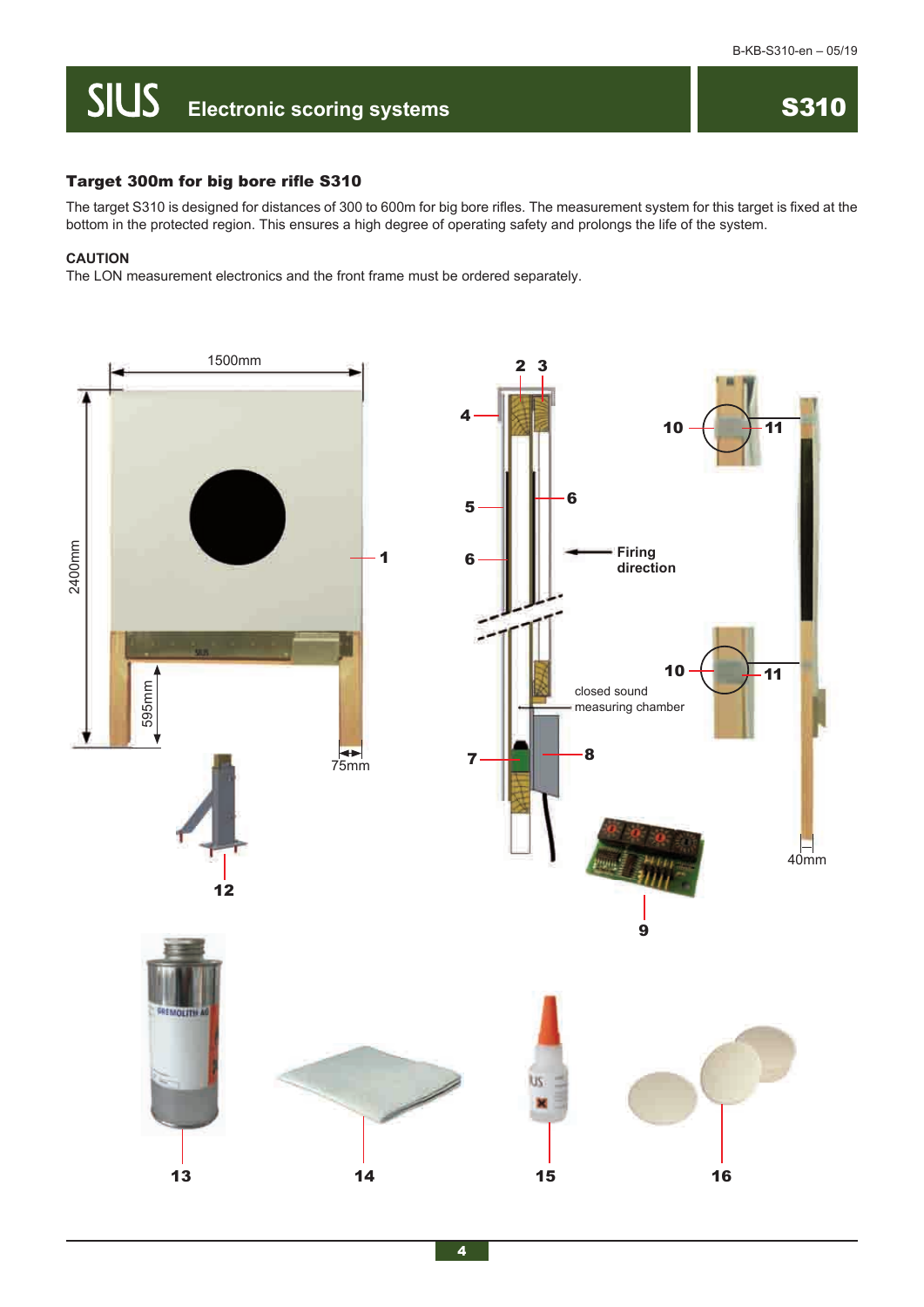### Target 300m for big bore rifle S310

The target S310 is designed for distances of 300 to 600m for big bore rifles. The measurement system for this target is fixed at the bottom in the protected region. This ensures a high degree of operating safety and prolongs the life of the system.

**CAUTION**

The LON measurement electronics and the front frame must be ordered separately.

1500mm

2400mm

595mm

75mm

1

2 3

4

5

6

6

Firing direction

closed sound measuring chamber

7

8

9

10

11

10

11

40mm

12

13

14

15

16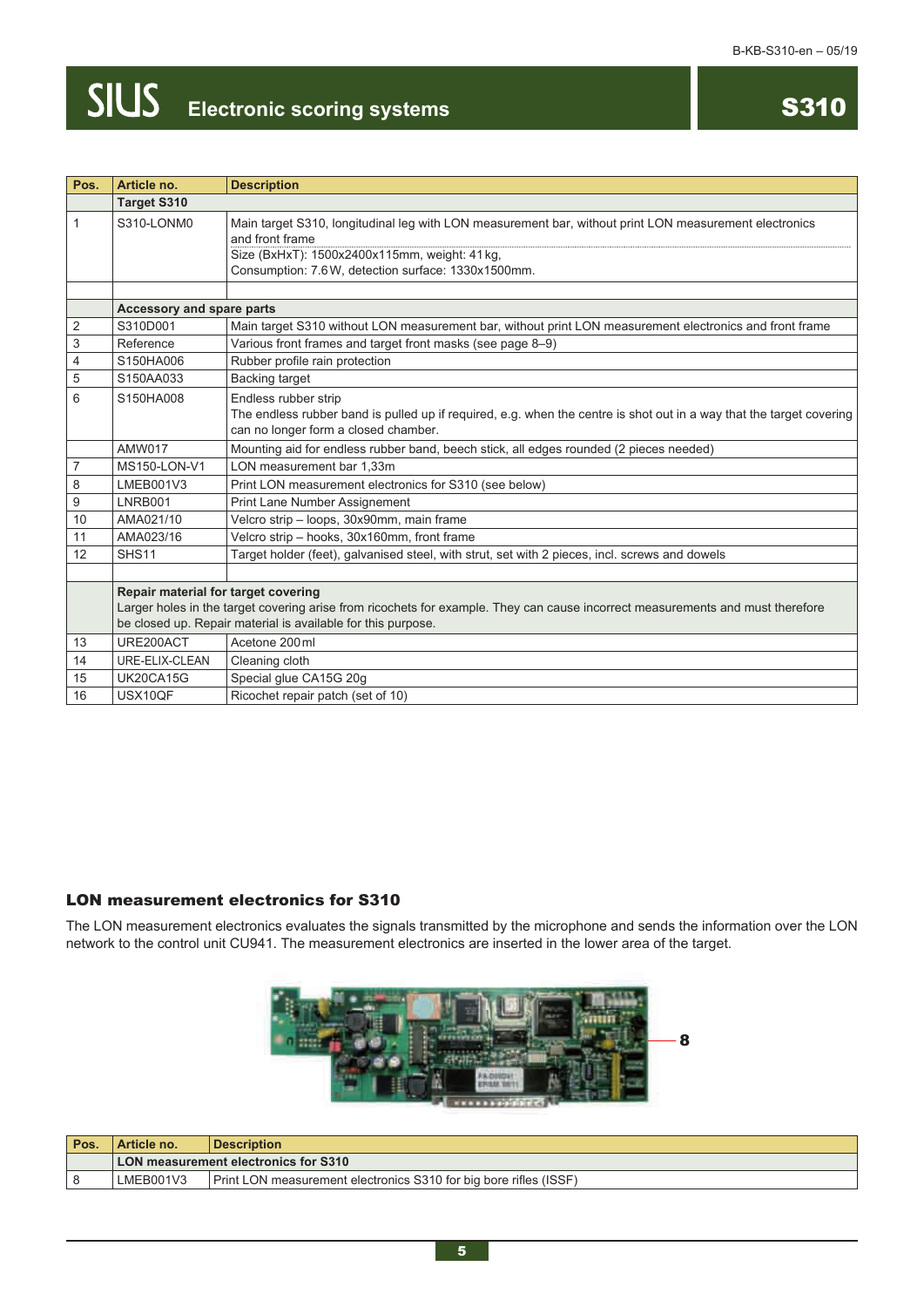# SIUS Electronic scoring systems — S310

| Pos. | Article no. | Description |
|---|---|---|
| | **Target S310** | |
| 1 | S310-LONM0 | Main target S310, longitudinal leg with LON measurement bar, without print LON measurement electronics and front frame<br>Size (BxHxT): 1500x2400x115mm, weight: 41 kg,<br>Consumption: 7.6 W, detection surface: 1330x1500mm. |
| | | |
| | **Accessory and spare parts** | |
| 2 | S310D001 | Main target S310 without LON measurement bar, without print LON measurement electronics and front frame |
| 3 | Reference | Various front frames and target front masks (see page 8–9) |
| 4 | S150HA006 | Rubber profile rain protection |
| 5 | S150AA033 | Backing target |
| 6 | S150HA008 | Endless rubber strip<br>The endless rubber band is pulled up if required, e.g. when the centre is shot out in a way that the target covering can no longer form a closed chamber. |
| | AMW017 | Mounting aid for endless rubber band, beech stick, all edges rounded (2 pieces needed) |
| 7 | MS150-LON-V1 | LON measurement bar 1,33m |
| 8 | LMEB001V3 | Print LON measurement electronics for S310 (see below) |
| 9 | LNRB001 | Print Lane Number Assignement |
| 10 | AMA021/10 | Velcro strip – loops, 30x90mm, main frame |
| 11 | AMA023/16 | Velcro strip – hooks, 30x160mm, front frame |
| 12 | SHS11 | Target holder (feet), galvanised steel, with strut, set with 2 pieces, incl. screws and dowels |
| | | |
| | **Repair material for target covering**<br>Larger holes in the target covering arise from ricochets for example. They can cause incorrect measurements and must therefore be closed up. Repair material is available for this purpose. | |
| 13 | URE200ACT | Acetone 200 ml |
| 14 | URE-ELIX-CLEAN | Cleaning cloth |
| 15 | UK20CA15G | Special glue CA15G 20g |
| 16 | USX10QF | Ricochet repair patch (set of 10) |

## LON measurement electronics for S310

The LON measurement electronics evaluates the signals transmitted by the microphone and sends the information over the LON network to the control unit CU941. The measurement electronics are inserted in the lower area of the target.

8

| Pos. | Article no. | Description |
|---|---|---|
| | **LON measurement electronics for S310** | |
| 8 | LMEB001V3 | Print LON measurement electronics S310 for big bore rifles (ISSF) |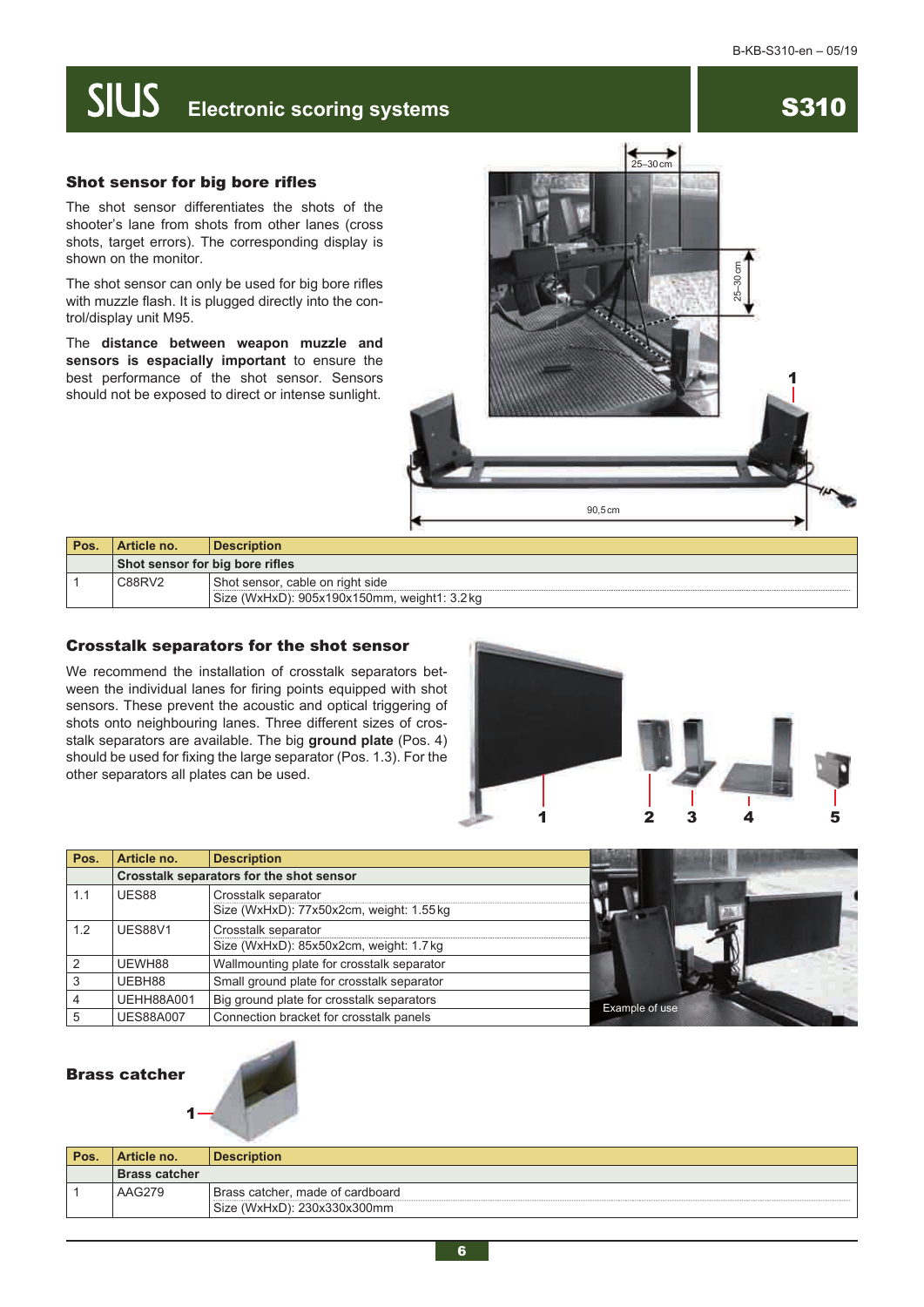## Shot sensor for big bore rifles

The shot sensor differentiates the shots of the shooter's lane from shots from other lanes (cross shots, target errors). The corresponding display is shown on the monitor.

The shot sensor can only be used for big bore rifles with muzzle flash. It is plugged directly into the control/display unit M95.

The **distance between weapon muzzle and sensors is espacially important** to ensure the best performance of the shot sensor. Sensors should not be exposed to direct or intense sunlight.

| Pos. | Article no. | Description |
|---|---|---|
| | **Shot sensor for big bore rifles** | |
| 1 | C88RV2 | Shot sensor, cable on right side<br>Size (WxHxD): 905x190x150mm, weight1: 3.2kg |

## Crosstalk separators for the shot sensor

We recommend the installation of crosstalk separators between the individual lanes for firing points equipped with shot sensors. These prevent the acoustic and optical triggering of shots onto neighbouring lanes. Three different sizes of crosstalk separators are available. The big **ground plate** (Pos. 4) should be used for fixing the large separator (Pos. 1.3). For the other separators all plates can be used.

| Pos. | Article no. | Description |
|---|---|---|
| | **Crosstalk separators for the shot sensor** | |
| 1.1 | UES88 | Crosstalk separator<br>Size (WxHxD): 77x50x2cm, weight: 1.55kg |
| 1.2 | UES88V1 | Crosstalk separator<br>Size (WxHxD): 85x50x2cm, weight: 1.7kg |
| 2 | UEWH88 | Wallmounting plate for crosstalk separator |
| 3 | UEBH88 | Small ground plate for crosstalk separator |
| 4 | UEHH88A001 | Big ground plate for crosstalk separators |
| 5 | UES88A007 | Connection bracket for crosstalk panels |

Example of use

## Brass catcher

| Pos. | Article no. | Description |
|---|---|---|
| | **Brass catcher** | |
| 1 | AAG279 | Brass catcher, made of cardboard<br>Size (WxHxD): 230x330x300mm |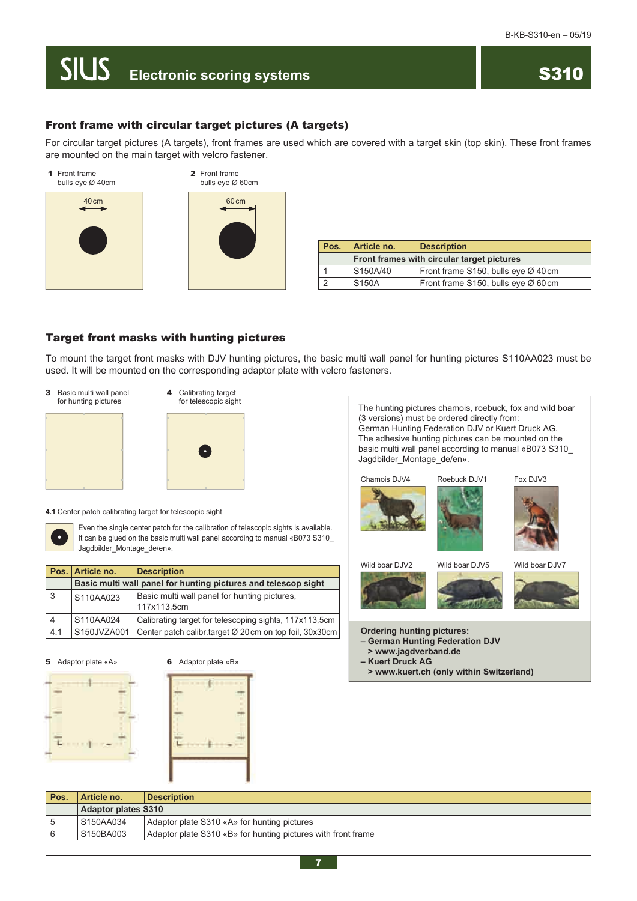## Front frame with circular target pictures (A targets)

For circular target pictures (A targets), front frames are used which are covered with a target skin (top skin). These front frames are mounted on the main target with velcro fastener.

**1** Front frame
bulls eye Ø 40cm

40 cm

**2** Front frame
bulls eye Ø 60cm

60 cm

| Pos. | Article no. | Description |
|---|---|---|
| | **Front frames with circular target pictures** | |
| 1 | S150A/40 | Front frame S150, bulls eye Ø 40 cm |
| 2 | S150A | Front frame S150, bulls eye Ø 60 cm |

## Target front masks with hunting pictures

To mount the target front masks with DJV hunting pictures, the basic multi wall panel for hunting pictures S110AA023 must be used. It will be mounted on the corresponding adaptor plate with velcro fasteners.

**3** Basic multi wall panel
for hunting pictures

**4** Calibrating target
for telescopic sight

**4.1** Center patch calibrating target for telescopic sight

Even the single center patch for the calibration of telescopic sights is available. It can be glued on the basic multi wall panel according to manual «B073 S310_Jagdbilder_Montage_de/en».

| Pos. | Article no. | Description |
|---|---|---|
| | **Basic multi wall panel for hunting pictures and telescop sight** | |
| 3 | S110AA023 | Basic multi wall panel for hunting pictures, 117x113,5cm |
| 4 | S110AA024 | Calibrating target for telescoping sights, 117x113,5cm |
| 4.1 | S150JVZA001 | Center patch calibr.target Ø 20 cm on top foil, 30x30cm |

The hunting pictures chamois, roebuck, fox and wild boar (3 versions) must be ordered directly from:
German Hunting Federation DJV or Kuert Druck AG.
The adhesive hunting pictures can be mounted on the basic multi wall panel according to manual «B073 S310_Jagdbilder_Montage_de/en».

Chamois DJV4 Roebuck DJV1 Fox DJV3

Wild boar DJV2 Wild boar DJV5 Wild boar DJV7

**Ordering hunting pictures:**
**– German Hunting Federation DJV**
**> www.jagdverband.de**
**– Kuert Druck AG**
**> www.kuert.ch (only within Switzerland)**

**5** Adaptor plate «A»

**6** Adaptor plate «B»

| Pos. | Article no. | Description |
|---|---|---|
| | **Adaptor plates S310** | |
| 5 | S150AA034 | Adaptor plate S310 «A» for hunting pictures |
| 6 | S150BA003 | Adaptor plate S310 «B» for hunting pictures with front frame |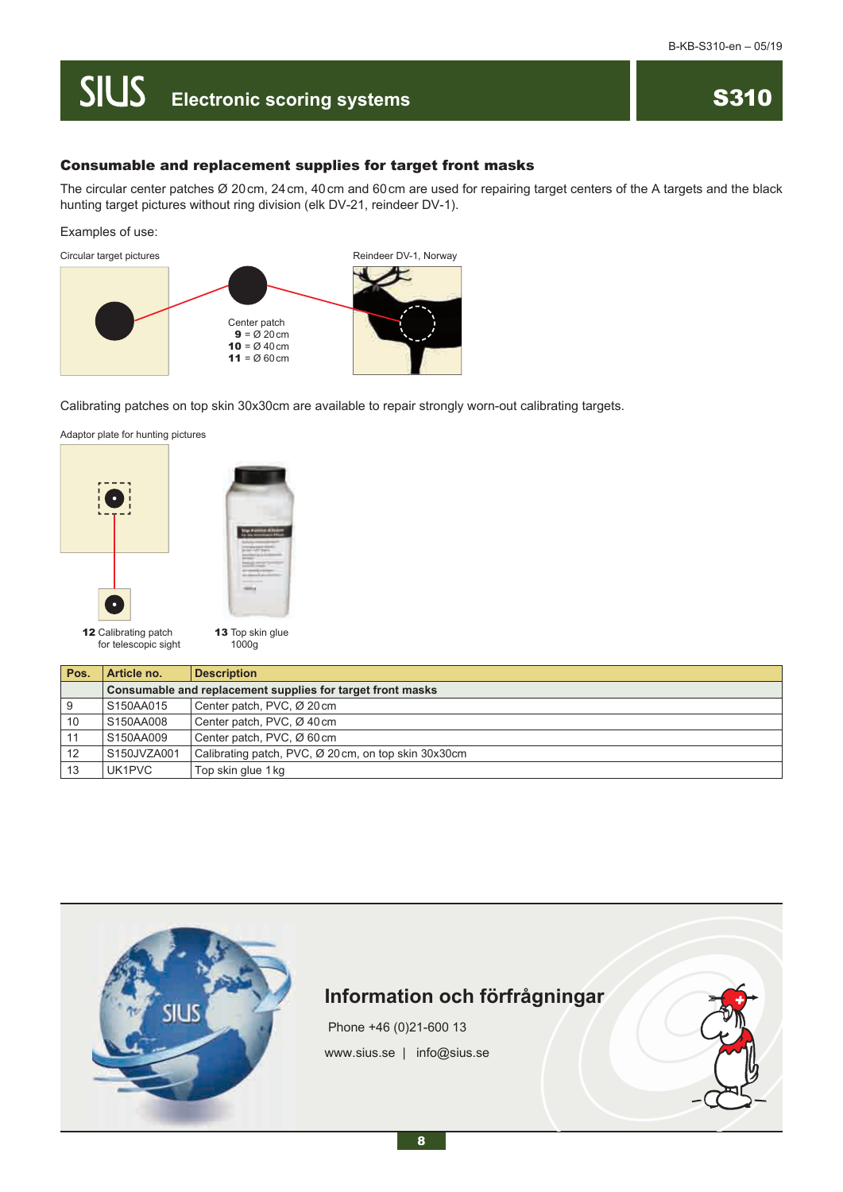## Consumable and replacement supplies for target front masks

The circular center patches Ø 20 cm, 24 cm, 40 cm and 60 cm are used for repairing target centers of the A targets and the black hunting target pictures without ring division (elk DV-21, reindeer DV-1).

Examples of use:

Circular target pictures

Reindeer DV-1, Norway

Center patch
**9** = Ø 20 cm
**10** = Ø 40 cm
**11** = Ø 60 cm

Calibrating patches on top skin 30x30cm are available to repair strongly worn-out calibrating targets.

Adaptor plate for hunting pictures

**12** Calibrating patch for telescopic sight

**13** Top skin glue 1000g

| Pos. | Article no. | Description |
|---|---|---|
| | **Consumable and replacement supplies for target front masks** | |
| 9 | S150AA015 | Center patch, PVC, Ø 20 cm |
| 10 | S150AA008 | Center patch, PVC, Ø 40 cm |
| 11 | S150AA009 | Center patch, PVC, Ø 60 cm |
| 12 | S150JVZA001 | Calibrating patch, PVC, Ø 20 cm, on top skin 30x30cm |
| 13 | UK1PVC | Top skin glue 1 kg |

## Information och förfrågningar

Phone +46 (0)21-600 13

www.sius.se | info@sius.se